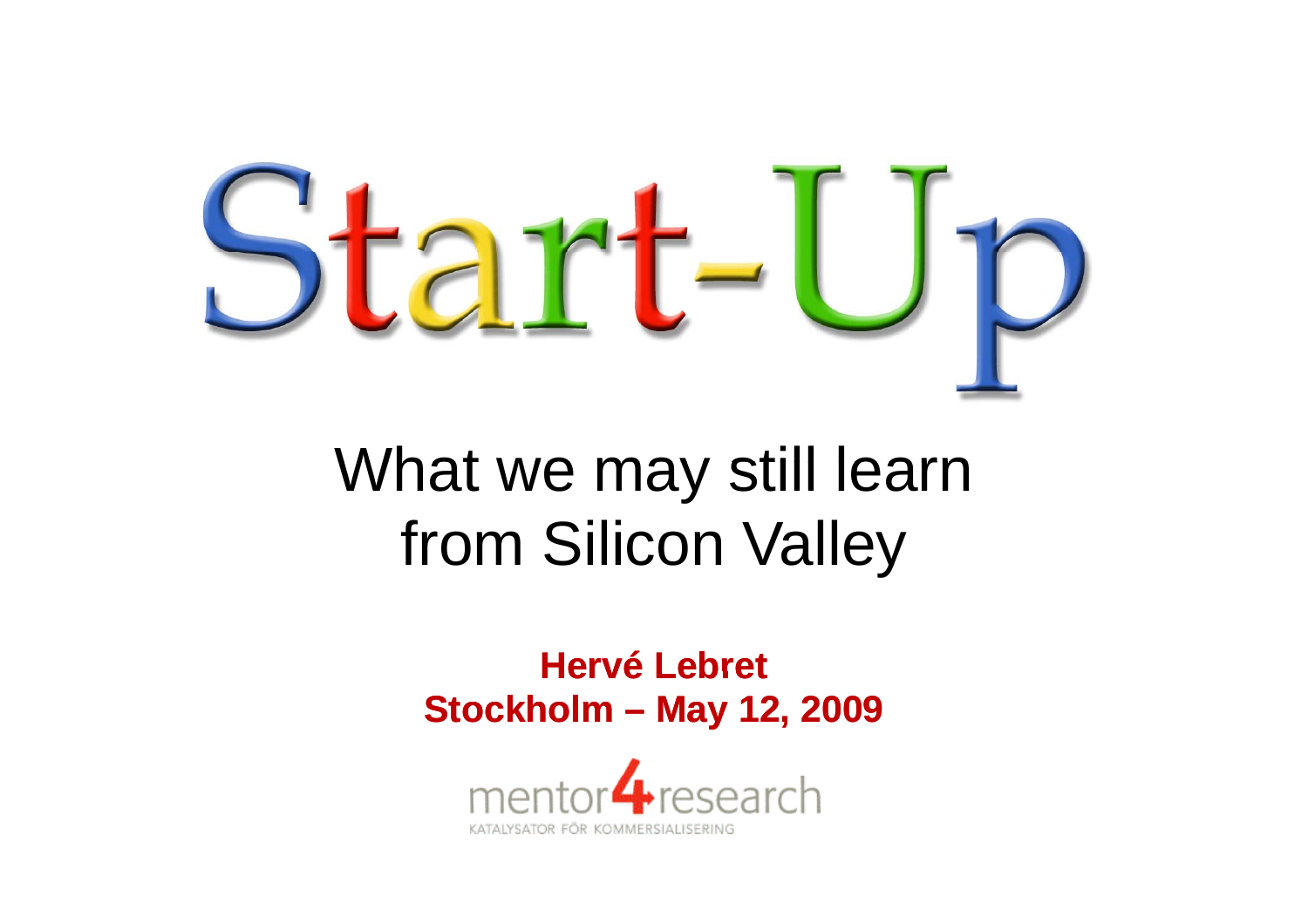# Start-Up

## What we may still learn from Silicon Valley

**Hervé Lebret**
**Stockholm – May 12, 2009**

mentor4research
KATALYSATOR FÖR KOMMERSIALISERING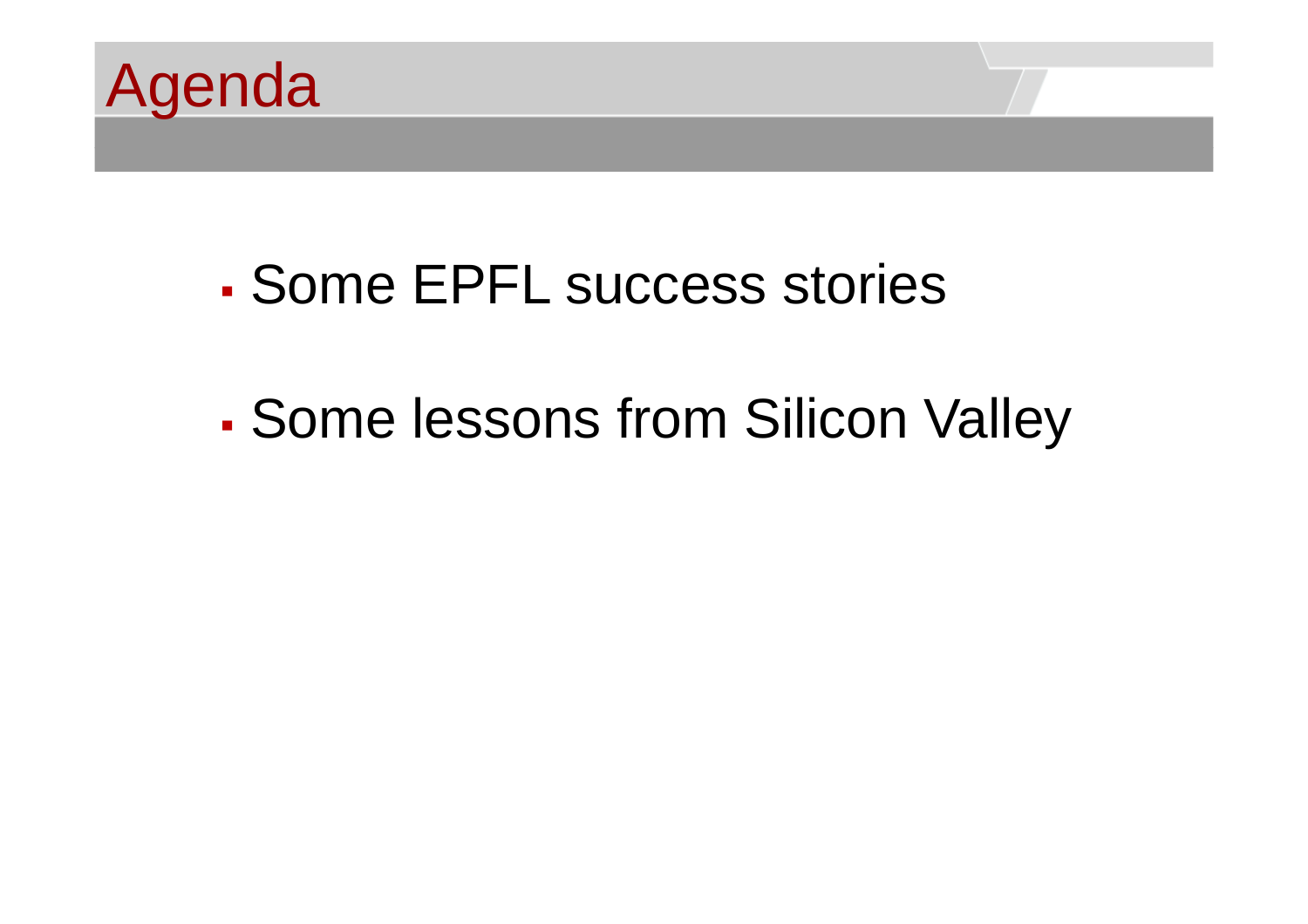# Agenda

- Some EPFL success stories
- Some lessons from Silicon Valley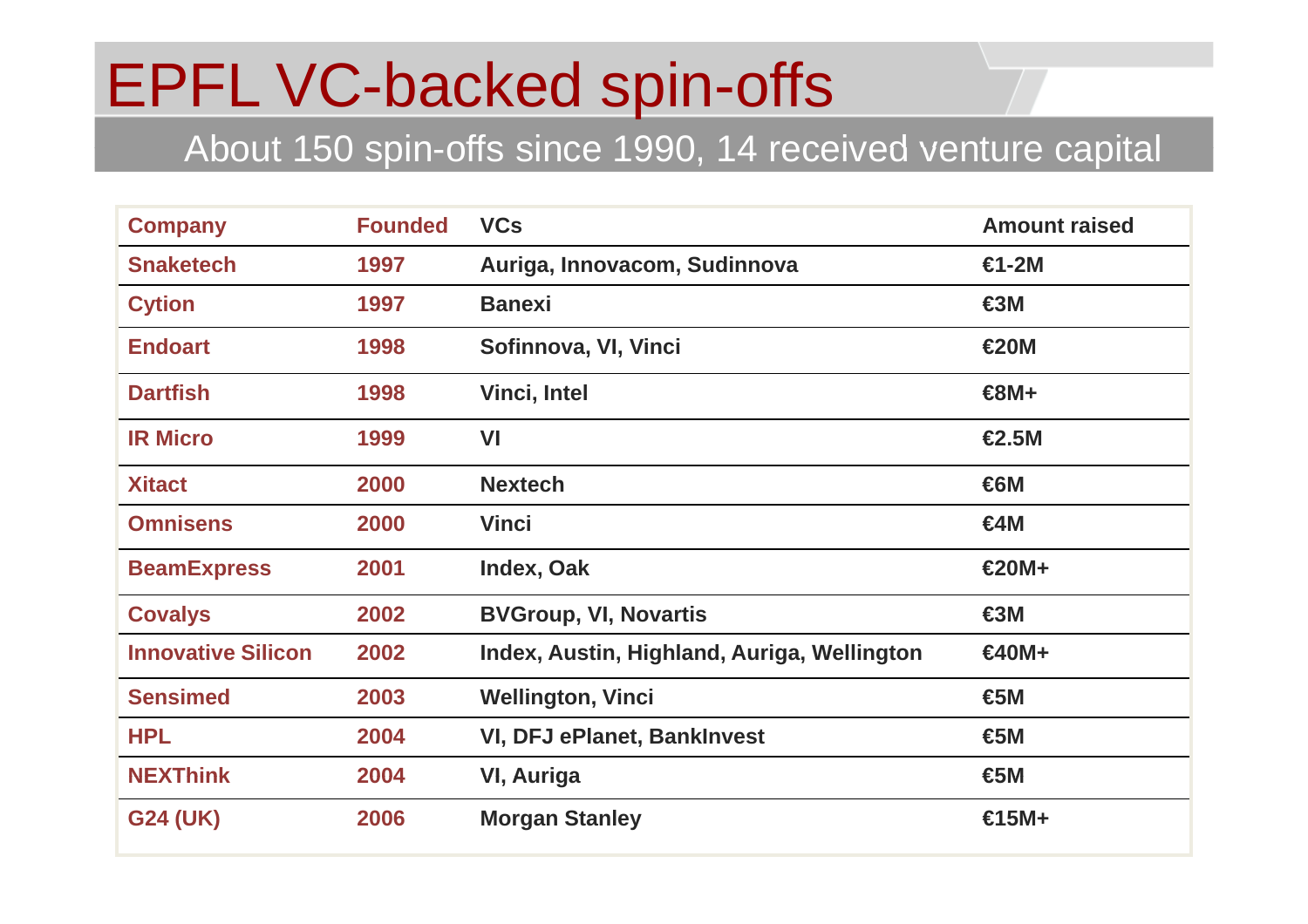# EPFL VC-backed spin-offs

## About 150 spin-offs since 1990, 14 received venture capital

| Company | Founded | VCs | Amount raised |
|---|---|---|---|
| Snaketech | 1997 | Auriga, Innovacom, Sudinnova | €1-2M |
| Cytion | 1997 | Banexi | €3M |
| Endoart | 1998 | Sofinnova, VI, Vinci | €20M |
| Dartfish | 1998 | Vinci, Intel | €8M+ |
| IR Micro | 1999 | VI | €2.5M |
| Xitact | 2000 | Nextech | €6M |
| Omnisens | 2000 | Vinci | €4M |
| BeamExpress | 2001 | Index, Oak | €20M+ |
| Covalys | 2002 | BVGroup, VI, Novartis | €3M |
| Innovative Silicon | 2002 | Index, Austin, Highland, Auriga, Wellington | €40M+ |
| Sensimed | 2003 | Wellington, Vinci | €5M |
| HPL | 2004 | VI, DFJ ePlanet, BankInvest | €5M |
| NEXThink | 2004 | VI, Auriga | €5M |
| G24 (UK) | 2006 | Morgan Stanley | €15M+ |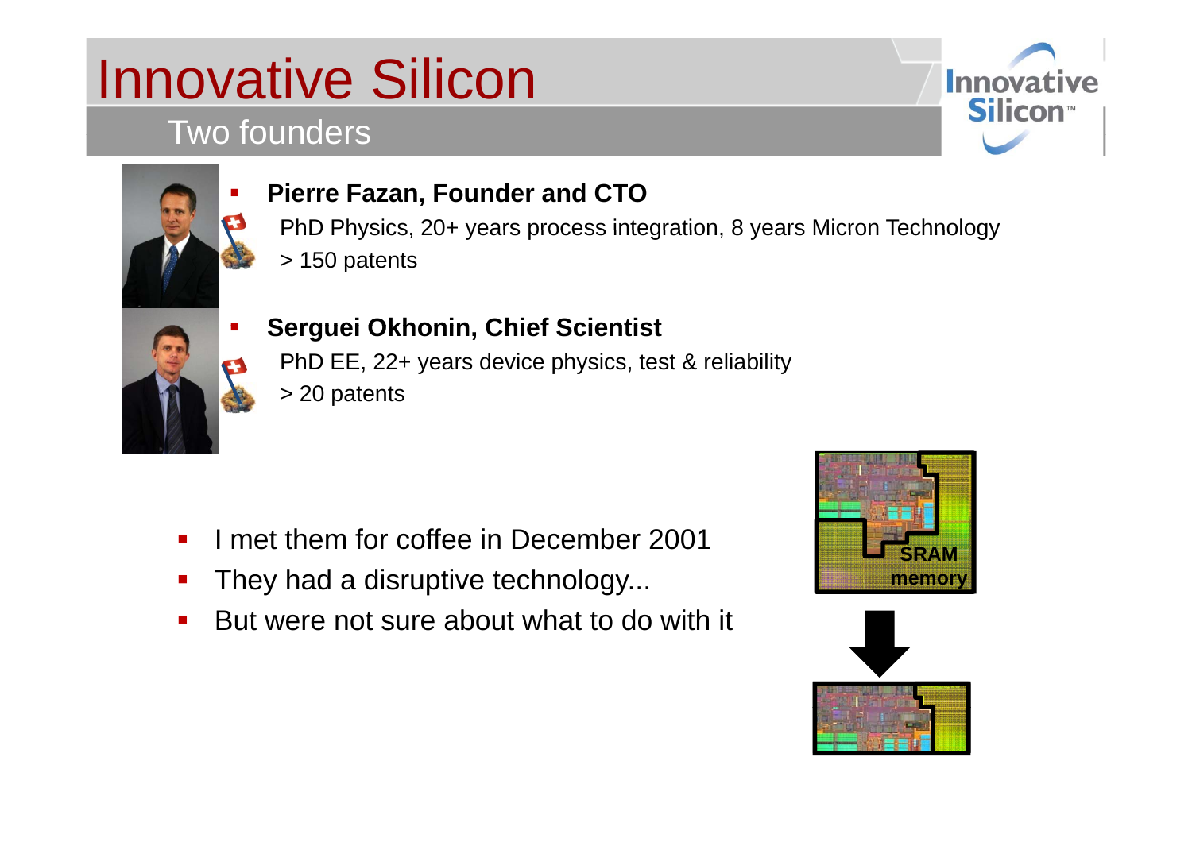# Innovative Silicon

## Two founders

- **Pierre Fazan, Founder and CTO**

  PhD Physics, 20+ years process integration, 8 years Micron Technology

  > 150 patents

- **Serguei Okhonin, Chief Scientist**

  PhD EE, 22+ years device physics, test & reliability

  > 20 patents

- I met them for coffee in December 2001
- They had a disruptive technology...
- But were not sure about what to do with it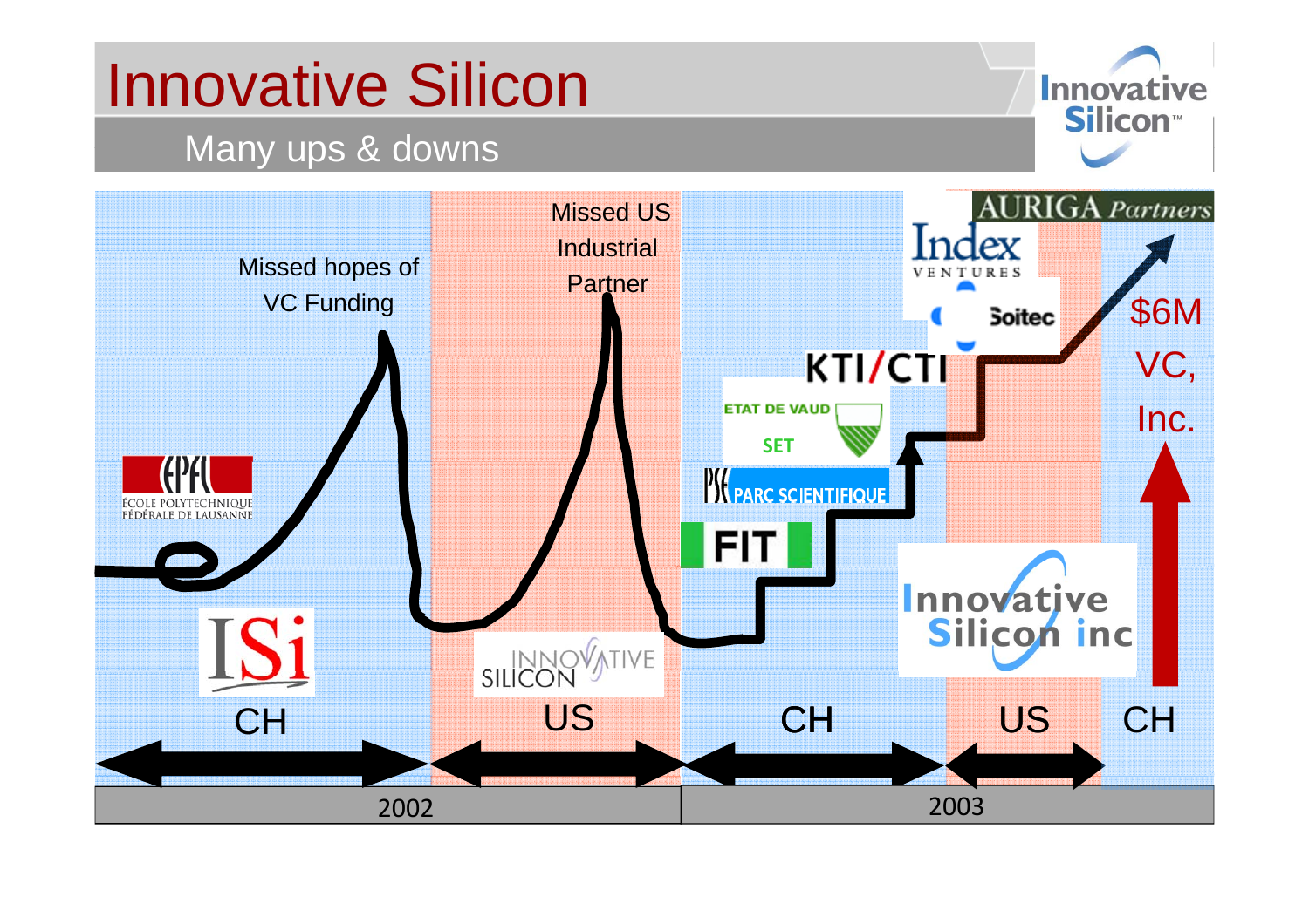# Innovative Silicon

## Many ups & downs

Missed hopes of VC Funding

Missed US Industrial Partner

$6M VC, Inc.

CH | US | CH | US | CH

2002 | 2003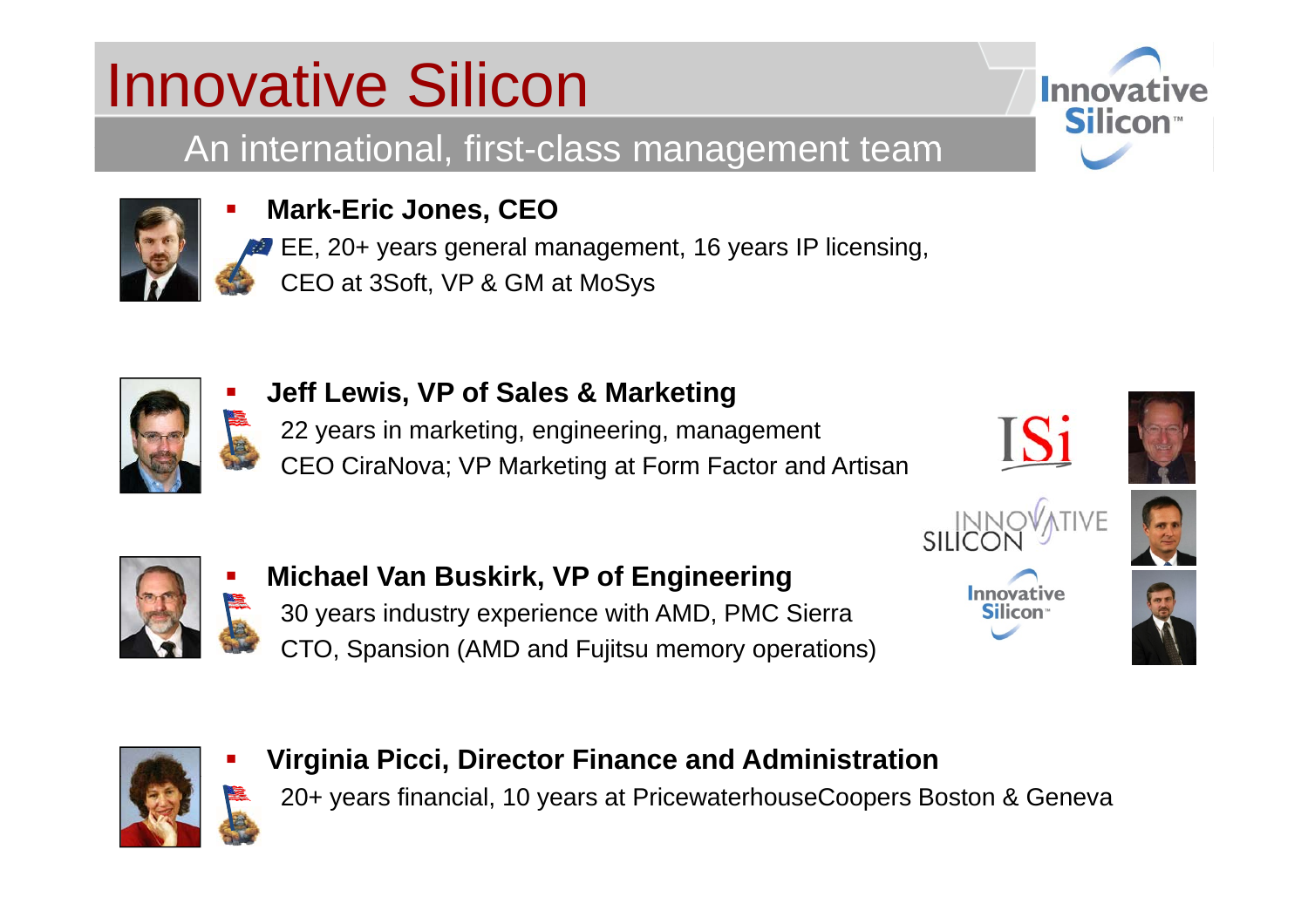# Innovative Silicon

## An international, first-class management team

- **Mark-Eric Jones, CEO**
  EE, 20+ years general management, 16 years IP licensing,
  CEO at 3Soft, VP & GM at MoSys

- **Jeff Lewis, VP of Sales & Marketing**
  22 years in marketing, engineering, management
  CEO CiraNova; VP Marketing at Form Factor and Artisan

- **Michael Van Buskirk, VP of Engineering**
  30 years industry experience with AMD, PMC Sierra
  CTO, Spansion (AMD and Fujitsu memory operations)

- **Virginia Picci, Director Finance and Administration**
  20+ years financial, 10 years at PricewaterhouseCoopers Boston & Geneva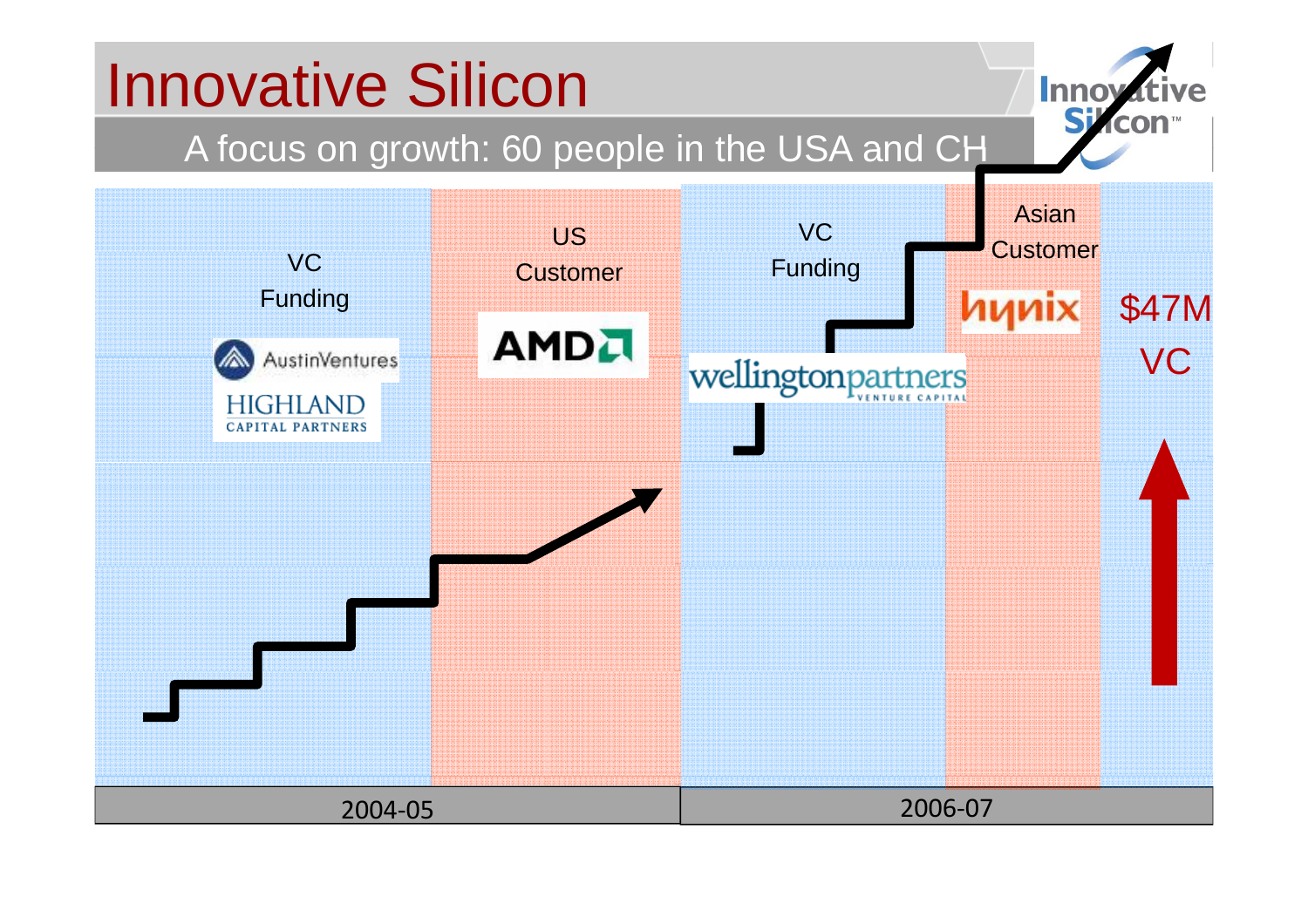# Innovative Silicon

## A focus on growth: 60 people in the USA and CH

VC Funding

AustinVentures

HIGHLAND CAPITAL PARTNERS

US Customer

AMD

VC Funding

wellingtonpartners VENTURE CAPITAL

Asian Customer

hynix

$47M VC

2004-05

2006-07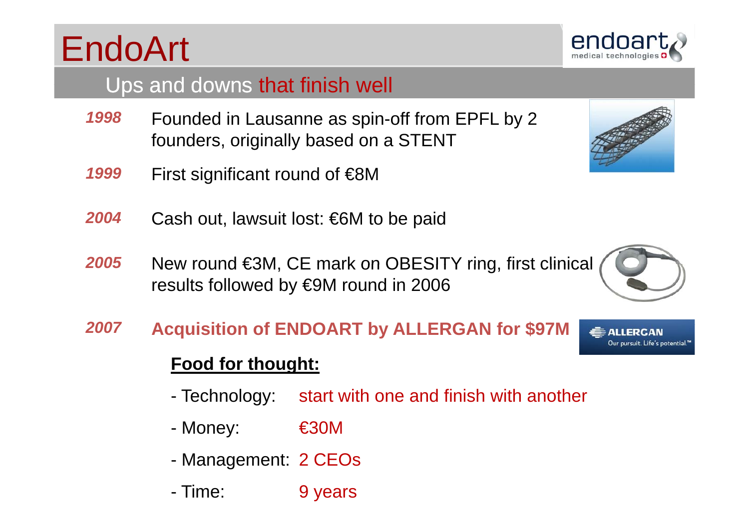# EndoArt

## Ups and downs that finish well

***1998*** Founded in Lausanne as spin-off from EPFL by 2 founders, originally based on a STENT

***1999*** First significant round of €8M

***2004*** Cash out, lawsuit lost: €6M to be paid

***2005*** New round €3M, CE mark on OBESITY ring, first clinical results followed by €9M round in 2006

***2007*** **Acquisition of ENDOART by ALLERGAN for $97M**

**Food for thought:**

- Technology: start with one and finish with another
- Money: €30M
- Management: 2 CEOs
- Time: 9 years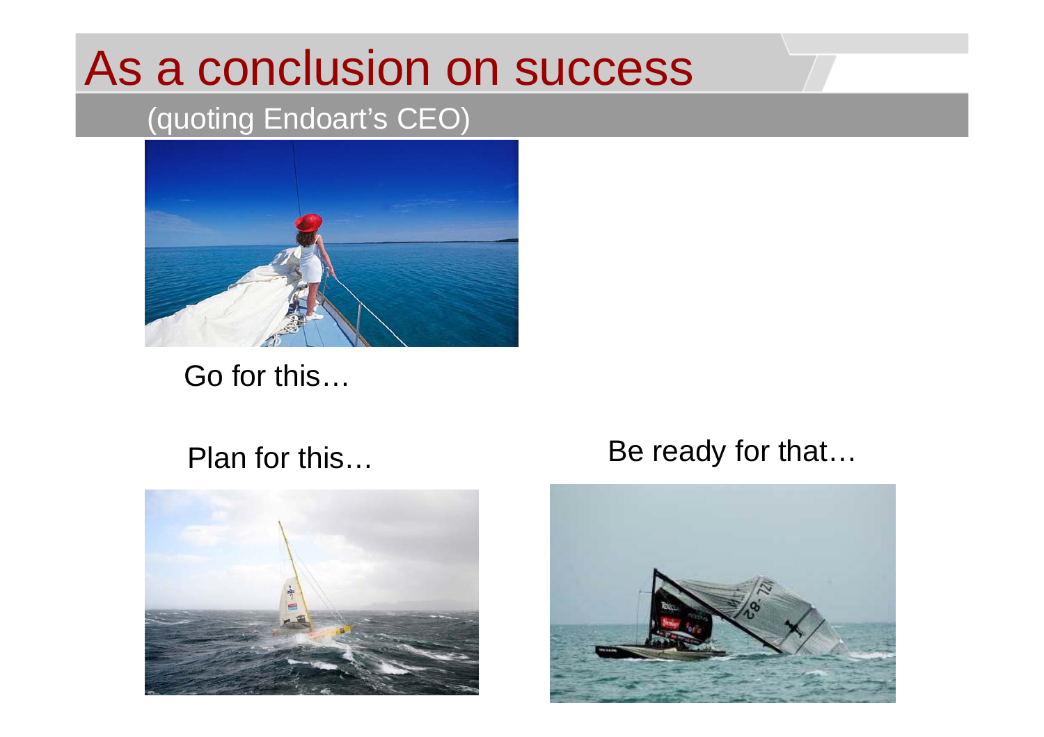# As a conclusion on success

(quoting Endoart's CEO)

Go for this…

Plan for this…

Be ready for that…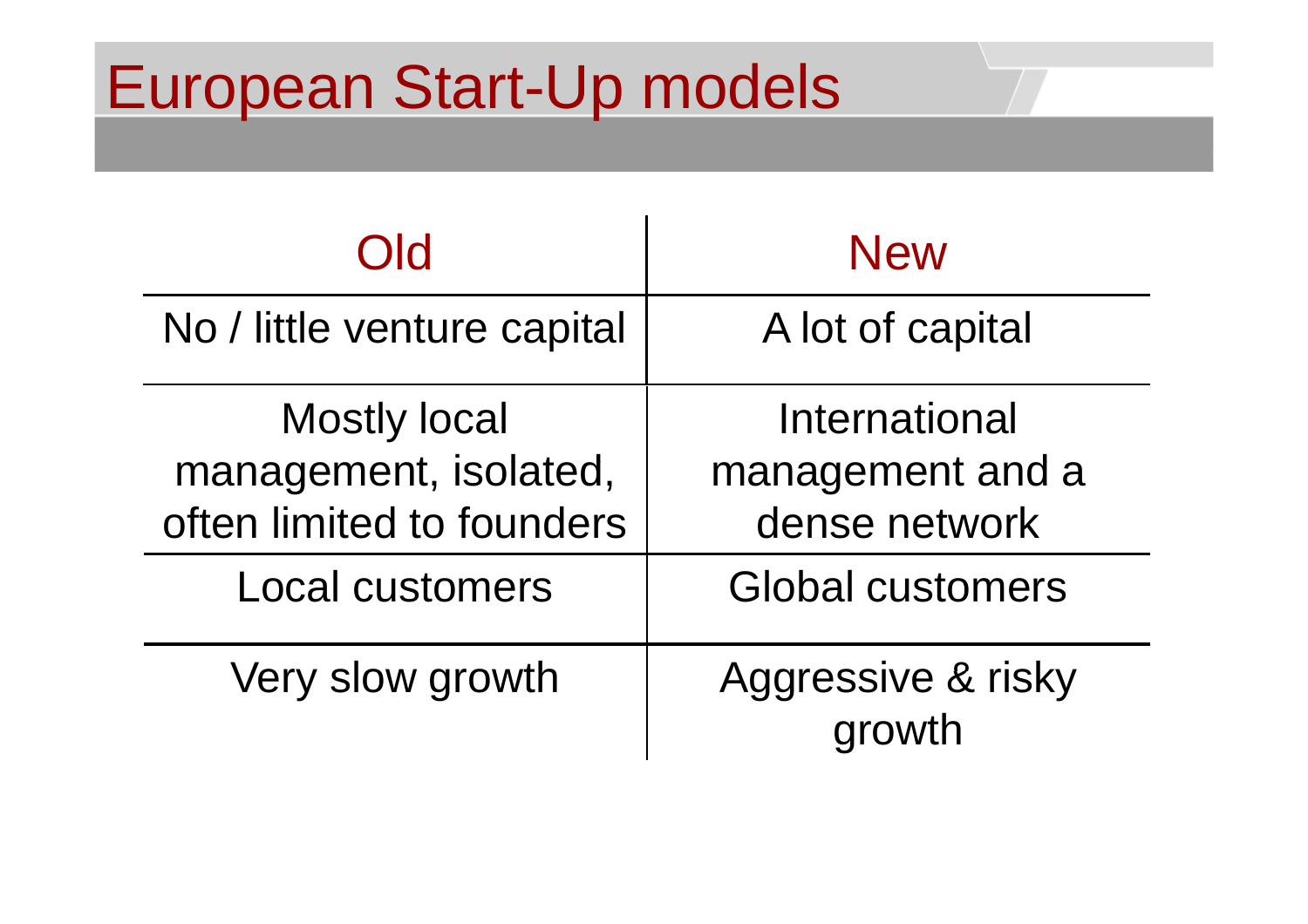# European Start-Up models

| Old | New |
| --- | --- |
| No / little venture capital | A lot of capital |
| Mostly local management, isolated, often limited to founders | International management and a dense network |
| Local customers | Global customers |
| Very slow growth | Aggressive & risky growth |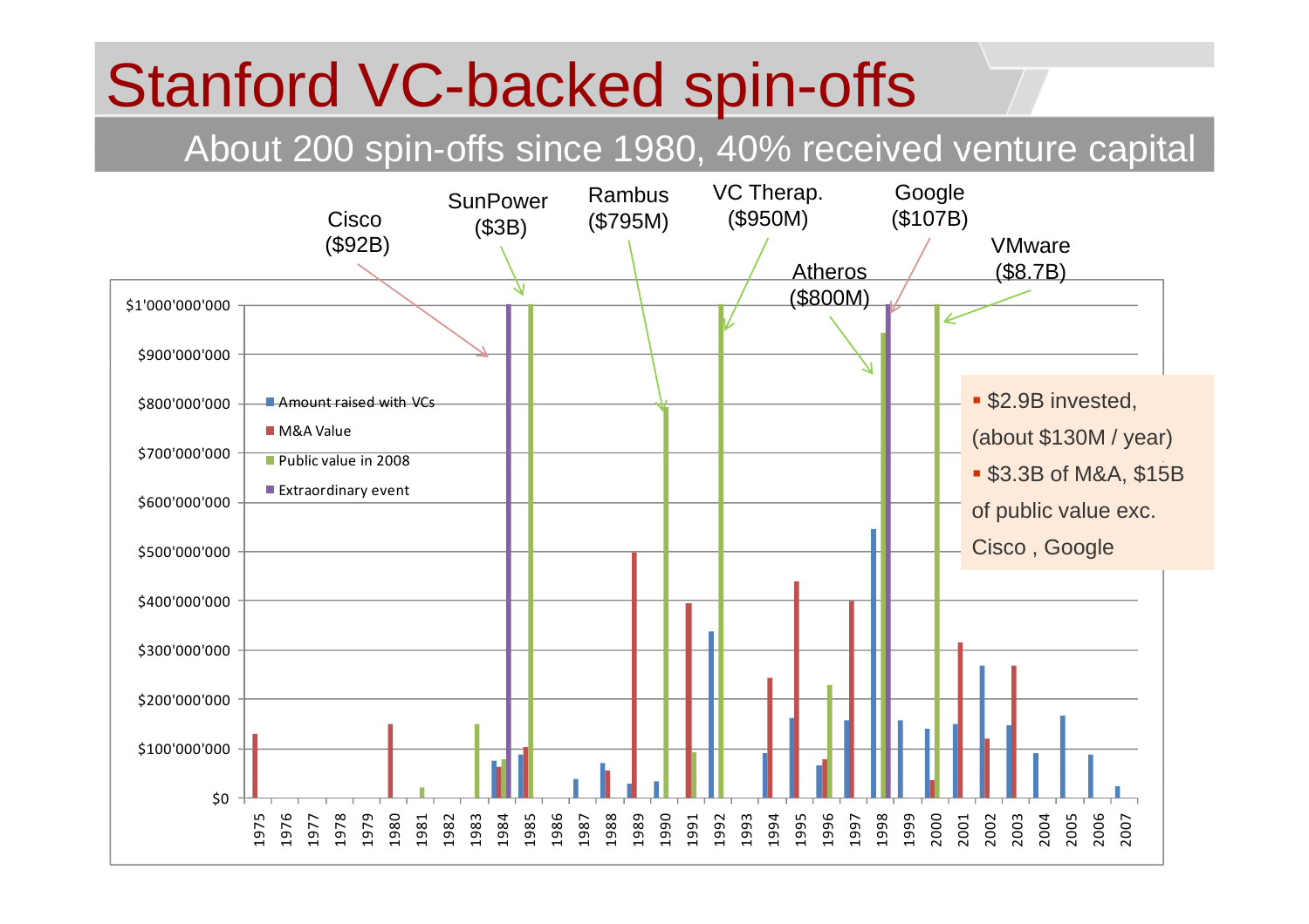# Stanford VC-backed spin-offs

## About 200 spin-offs since 1980, 40% received venture capital

Cisco ($92B)

SunPower ($3B)

Rambus ($795M)

VC Therap. ($950M)

Google ($107B)

VMware ($8.7B)

Atheros ($800M)

- Amount raised with VCs
- M&A Value
- Public value in 2008
- Extraordinary event

$1'000'000'000, $900'000'000, $800'000'000, $700'000'000, $600'000'000, $500'000'000, $400'000'000, $300'000'000, $200'000'000, $100'000'000, $0

1975 1976 1977 1978 1979 1980 1981 1982 1983 1984 1985 1986 1987 1988 1989 1990 1991 1992 1993 1994 1995 1996 1997 1998 1999 2000 2001 2002 2003 2004 2005 2006 2007

- $2.9B invested, (about $130M / year)
- $3.3B of M&A, $15B of public value exc. Cisco , Google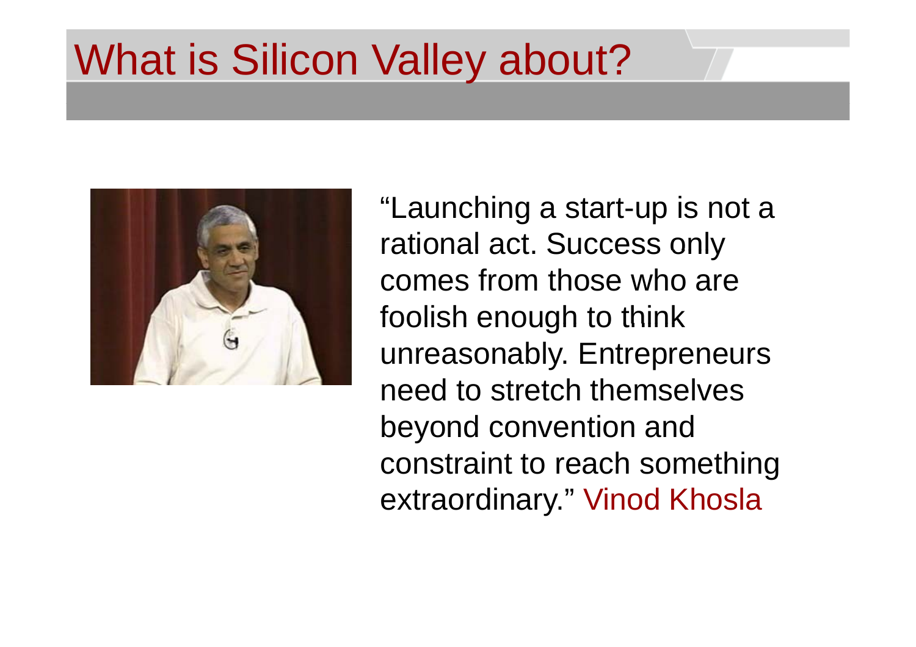# What is Silicon Valley about?

"Launching a start-up is not a rational act. Success only comes from those who are foolish enough to think unreasonably. Entrepreneurs need to stretch themselves beyond convention and constraint to reach something extraordinary." Vinod Khosla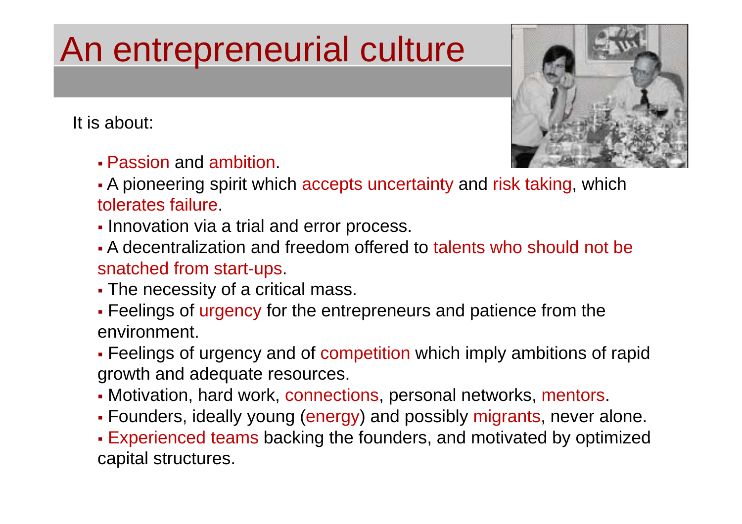# An entrepreneurial culture

It is about:

- Passion and ambition.
- A pioneering spirit which accepts uncertainty and risk taking, which tolerates failure.
- Innovation via a trial and error process.
- A decentralization and freedom offered to talents who should not be snatched from start-ups.
- The necessity of a critical mass.
- Feelings of urgency for the entrepreneurs and patience from the environment.
- Feelings of urgency and of competition which imply ambitions of rapid growth and adequate resources.
- Motivation, hard work, connections, personal networks, mentors.
- Founders, ideally young (energy) and possibly migrants, never alone.
- Experienced teams backing the founders, and motivated by optimized capital structures.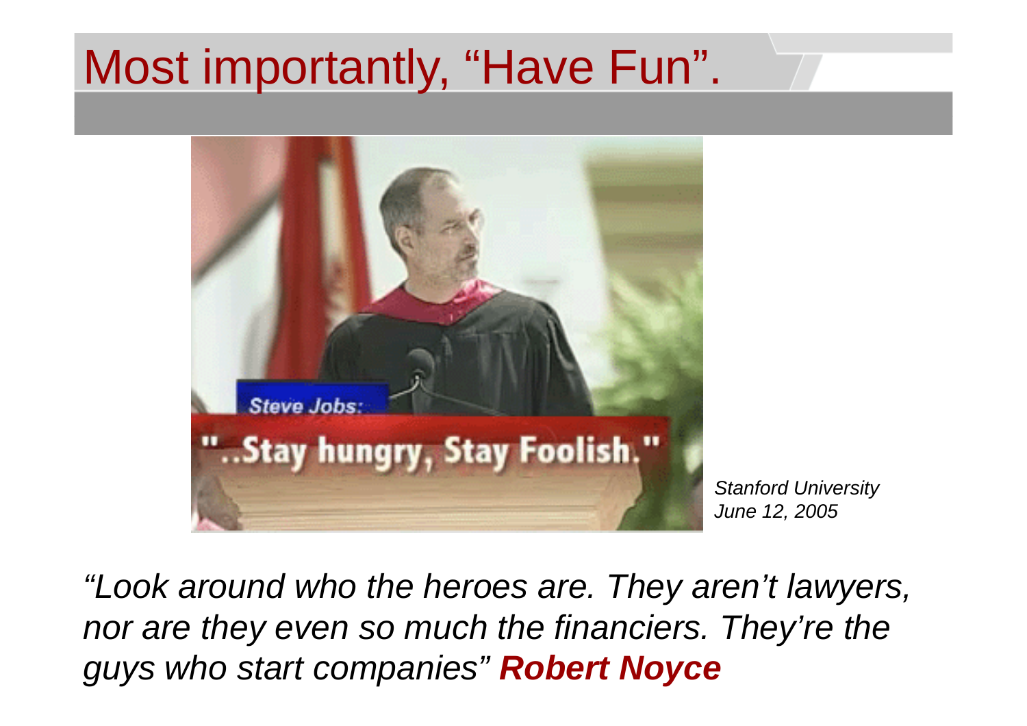# Most importantly, “Have Fun”.

*Stanford University*
*June 12, 2005*

*“Look around who the heroes are. They aren’t lawyers, nor are they even so much the financiers. They’re the guys who start companies”* ***Robert Noyce***